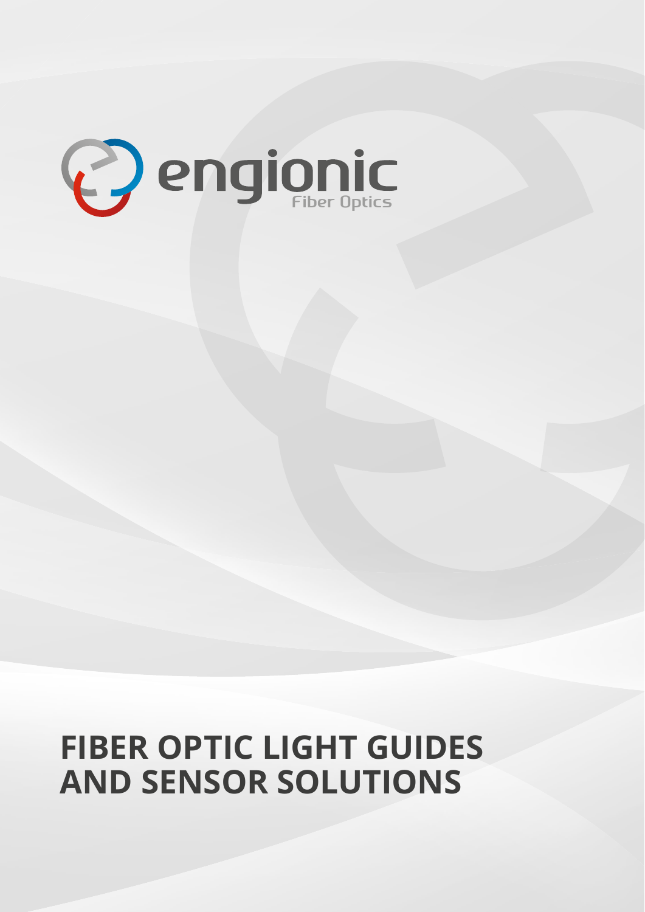engionic
Fiber Optics

# FIBER OPTIC LIGHT GUIDES AND SENSOR SOLUTIONS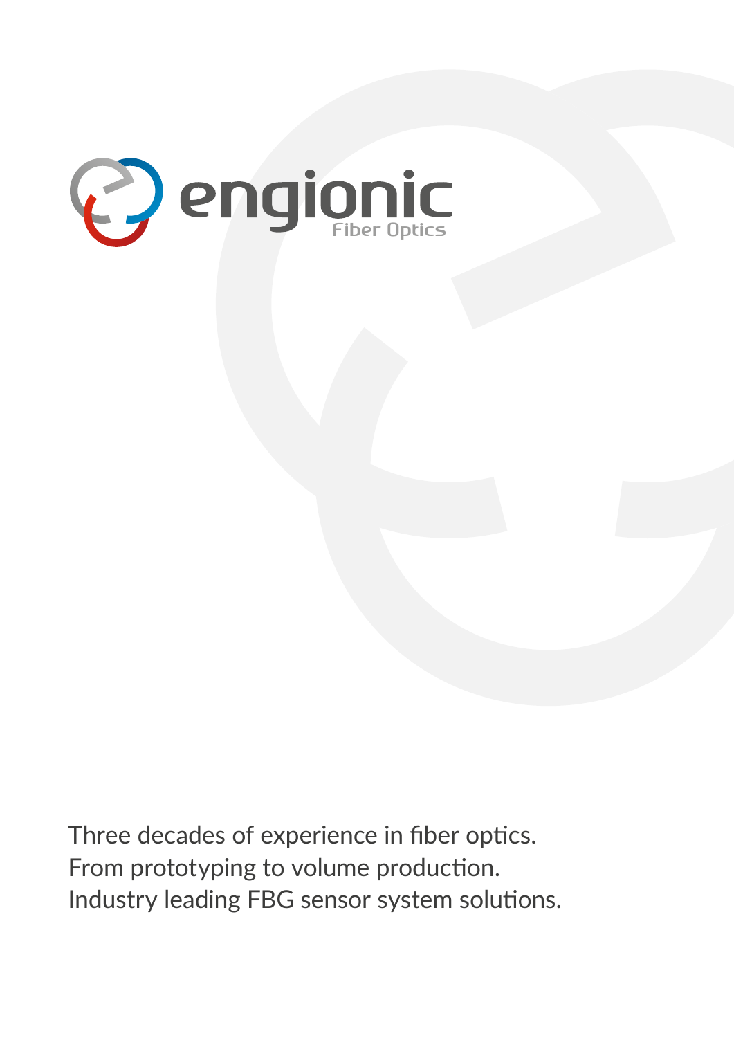engionic
Fiber Optics

Three decades of experience in fiber optics.
From prototyping to volume production.
Industry leading FBG sensor system solutions.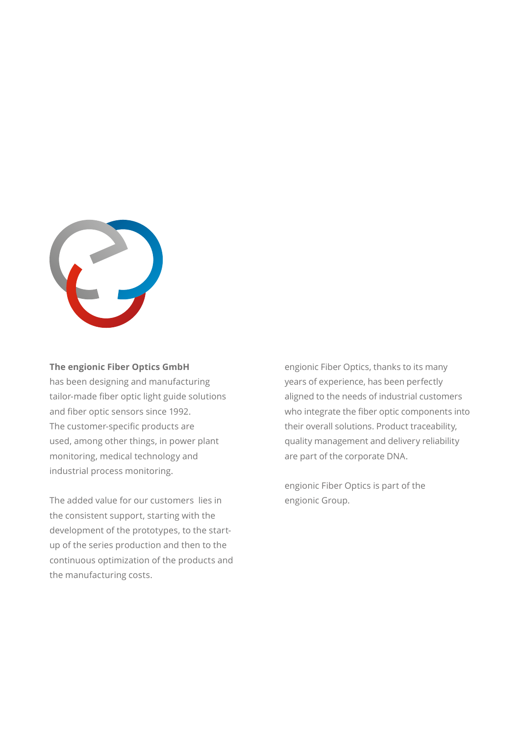**The engionic Fiber Optics GmbH** has been designing and manufacturing tailor-made fiber optic light guide solutions and fiber optic sensors since 1992. The customer-specific products are used, among other things, in power plant monitoring, medical technology and industrial process monitoring.

The added value for our customers lies in the consistent support, starting with the development of the prototypes, to the start-up of the series production and then to the continuous optimization of the products and the manufacturing costs.

engionic Fiber Optics, thanks to its many years of experience, has been perfectly aligned to the needs of industrial customers who integrate the fiber optic components into their overall solutions. Product traceability, quality management and delivery reliability are part of the corporate DNA.

engionic Fiber Optics is part of the engionic Group.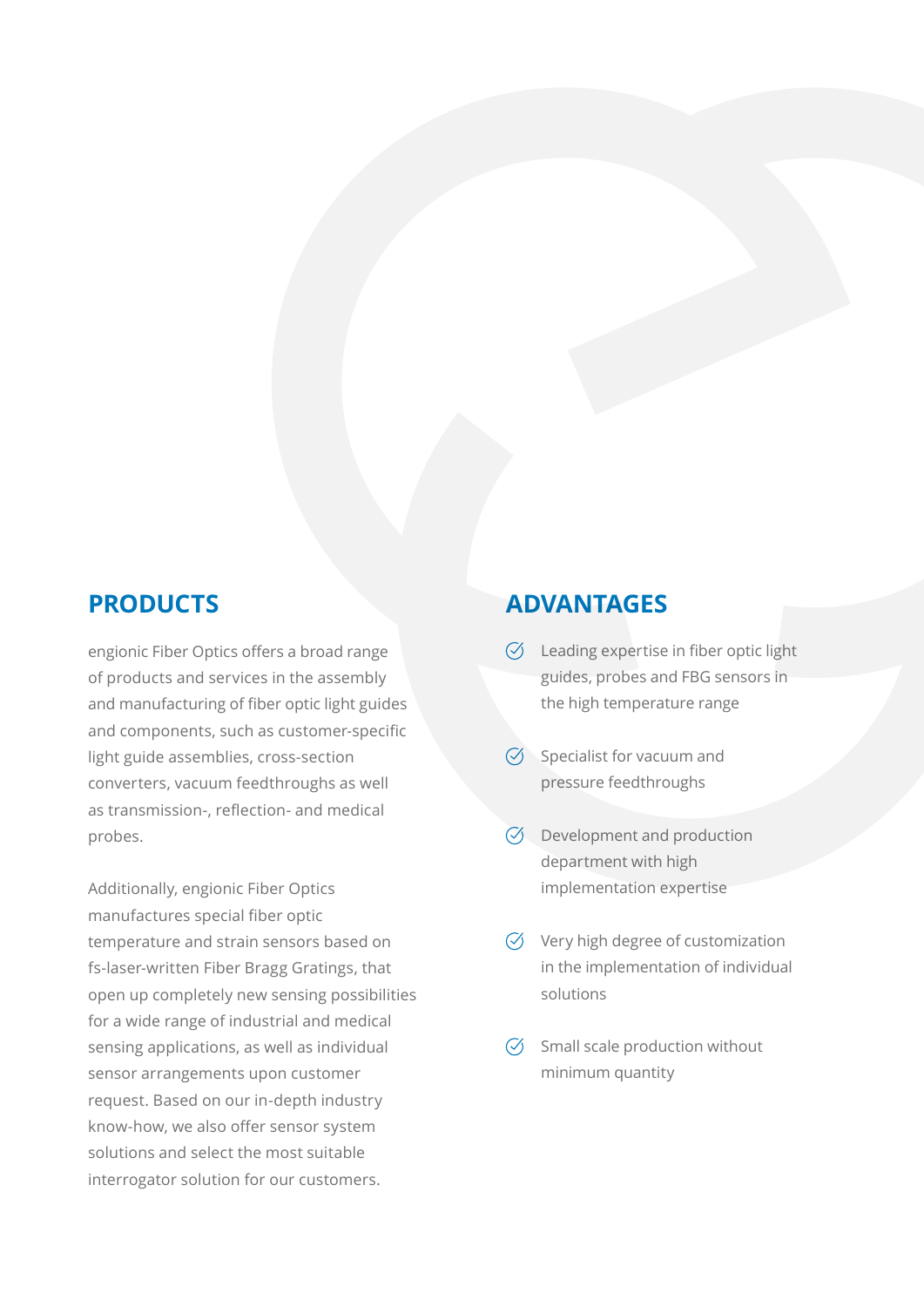## PRODUCTS

engionic Fiber Optics offers a broad range of products and services in the assembly and manufacturing of fiber optic light guides and components, such as customer-specific light guide assemblies, cross-section converters, vacuum feedthroughs as well as transmission-, reflection- and medical probes.

Additionally, engionic Fiber Optics manufactures special fiber optic temperature and strain sensors based on fs-laser-written Fiber Bragg Gratings, that open up completely new sensing possibilities for a wide range of industrial and medical sensing applications, as well as individual sensor arrangements upon customer request. Based on our in-depth industry know-how, we also offer sensor system solutions and select the most suitable interrogator solution for our customers.

## ADVANTAGES

- Leading expertise in fiber optic light guides, probes and FBG sensors in the high temperature range
- Specialist for vacuum and pressure feedthroughs
- Development and production department with high implementation expertise
- Very high degree of customization in the implementation of individual solutions
- Small scale production without minimum quantity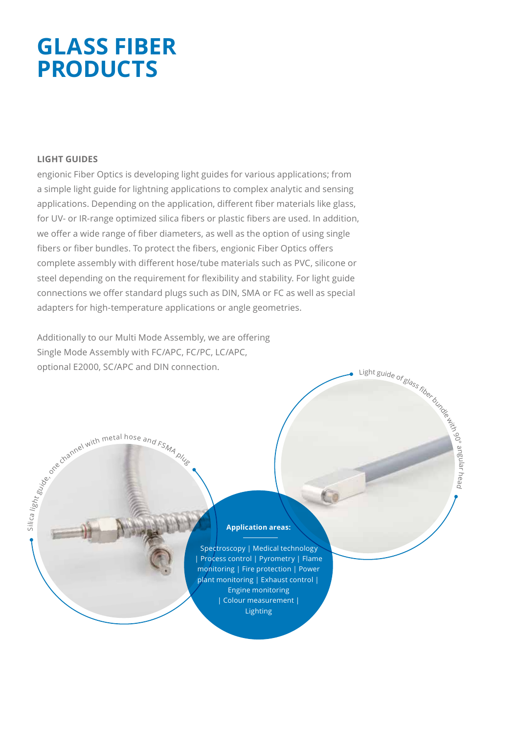# GLASS FIBER PRODUCTS

### LIGHT GUIDES

engionic Fiber Optics is developing light guides for various applications; from a simple light guide for lightning applications to complex analytic and sensing applications. Depending on the application, different fiber materials like glass, for UV- or IR-range optimized silica fibers or plastic fibers are used. In addition, we offer a wide range of fiber diameters, as well as the option of using single fibers or fiber bundles. To protect the fibers, engionic Fiber Optics offers complete assembly with different hose/tube materials such as PVC, silicone or steel depending on the requirement for flexibility and stability. For light guide connections we offer standard plugs such as DIN, SMA or FC as well as special adapters for high-temperature applications or angle geometries.

Additionally to our Multi Mode Assembly, we are offering Single Mode Assembly with FC/APC, FC/PC, LC/APC, optional E2000, SC/APC and DIN connection.

Light guide of glass fiber bundle with 90° angular head

Silica light guide, one channel with metal hose and FSMA plug

**Application areas:**

Spectroscopy | Medical technology | Process control | Pyrometry | Flame monitoring | Fire protection | Power plant monitoring | Exhaust control | Engine monitoring | Colour measurement | Lighting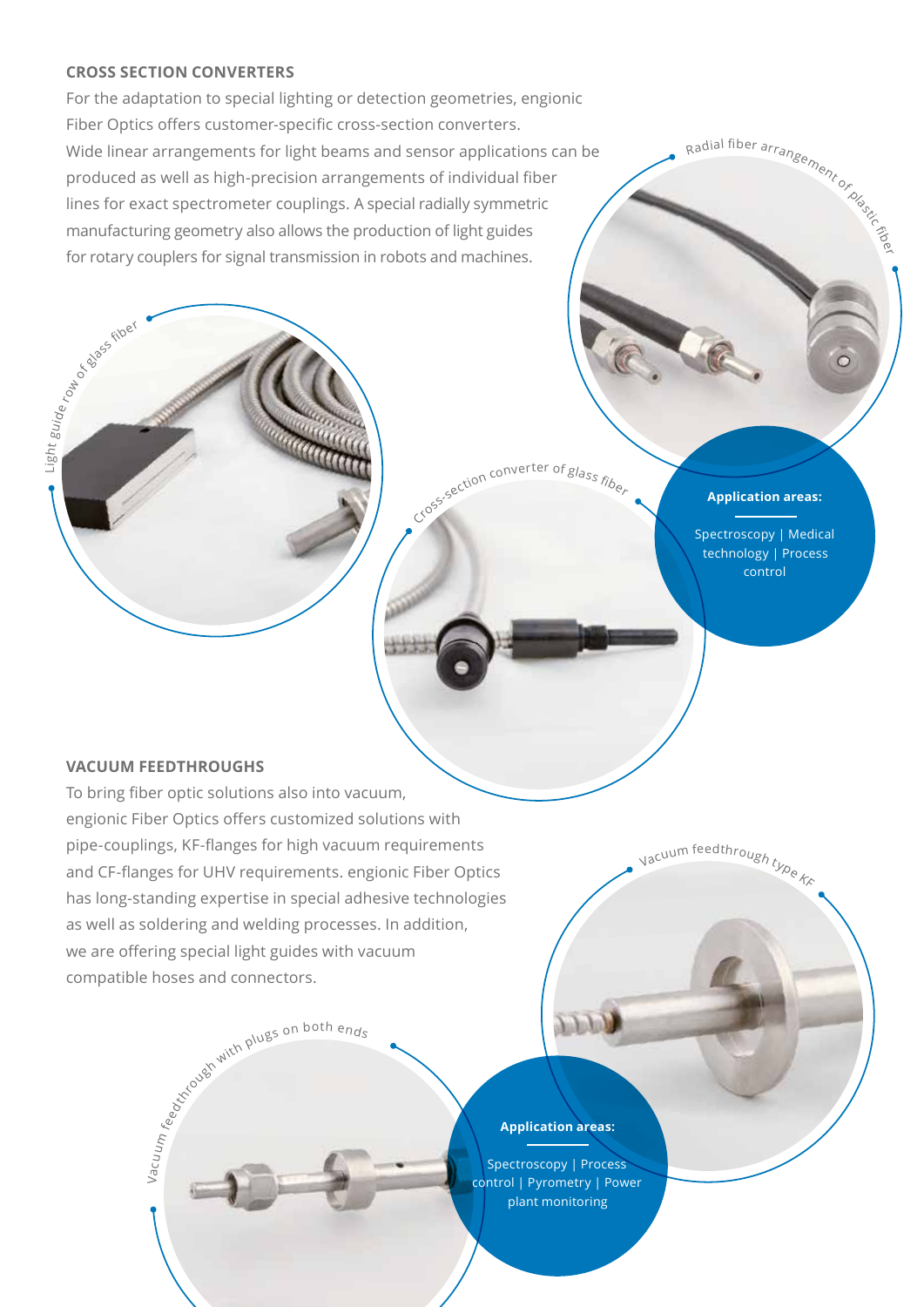## CROSS SECTION CONVERTERS

For the adaptation to special lighting or detection geometries, engionic Fiber Optics offers customer-specific cross-section converters. Wide linear arrangements for light beams and sensor applications can be produced as well as high-precision arrangements of individual fiber lines for exact spectrometer couplings. A special radially symmetric manufacturing geometry also allows the production of light guides for rotary couplers for signal transmission in robots and machines.

Radial fiber arrangement of plastic fiber

Light guide row of glass fiber

Cross-section converter of glass fiber

**Application areas:**

Spectroscopy | Medical technology | Process control

## VACUUM FEEDTHROUGHS

To bring fiber optic solutions also into vacuum, engionic Fiber Optics offers customized solutions with pipe-couplings, KF-flanges for high vacuum requirements and CF-flanges for UHV requirements. engionic Fiber Optics has long-standing expertise in special adhesive technologies as well as soldering and welding processes. In addition, we are offering special light guides with vacuum compatible hoses and connectors.

Vacuum feedthrough type KF

Vacuum feedthrough with plugs on both ends

**Application areas:**

Spectroscopy | Process control | Pyrometry | Power plant monitoring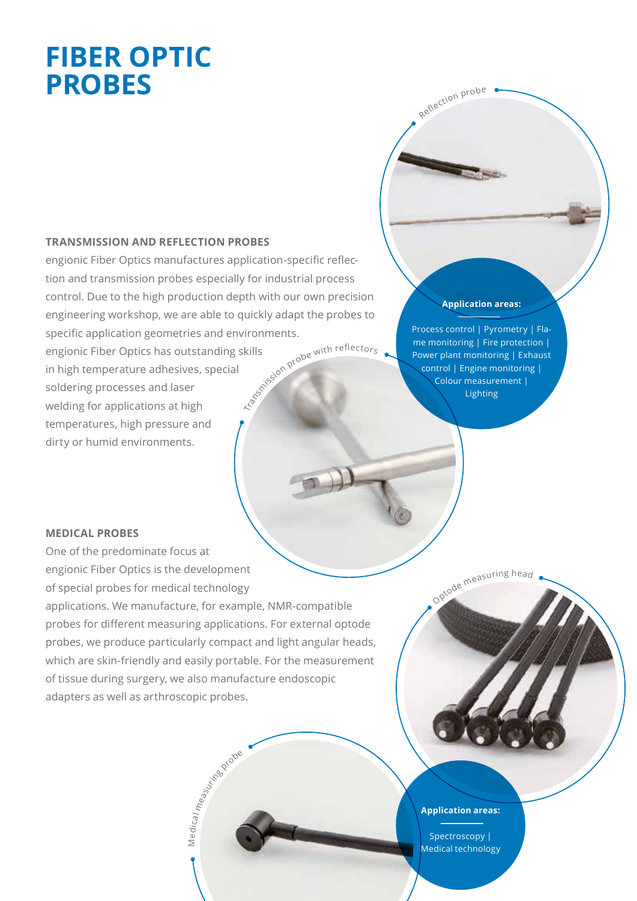# FIBER OPTIC PROBES

Reflection probe

## TRANSMISSION AND REFLECTION PROBES

engionic Fiber Optics manufactures application-specific reflection and transmission probes especially for industrial process control. Due to the high production depth with our own precision engineering workshop, we are able to quickly adapt the probes to specific application geometries and environments. engionic Fiber Optics has outstanding skills in high temperature adhesives, special soldering processes and laser welding for applications at high temperatures, high pressure and dirty or humid environments.

Transmission probe with reflectors

**Application areas:**

Process control | Pyrometry | Flame monitoring | Fire protection | Power plant monitoring | Exhaust control | Engine monitoring | Colour measurement | Lighting

## MEDICAL PROBES

One of the predominate focus at engionic Fiber Optics is the development of special probes for medical technology applications. We manufacture, for example, NMR-compatible probes for different measuring applications. For external optode probes, we produce particularly compact and light angular heads, which are skin-friendly and easily portable. For the measurement of tissue during surgery, we also manufacture endoscopic adapters as well as arthroscopic probes.

Optode measuring head

Medical measuring probe

**Application areas:**

Spectroscopy | Medical technology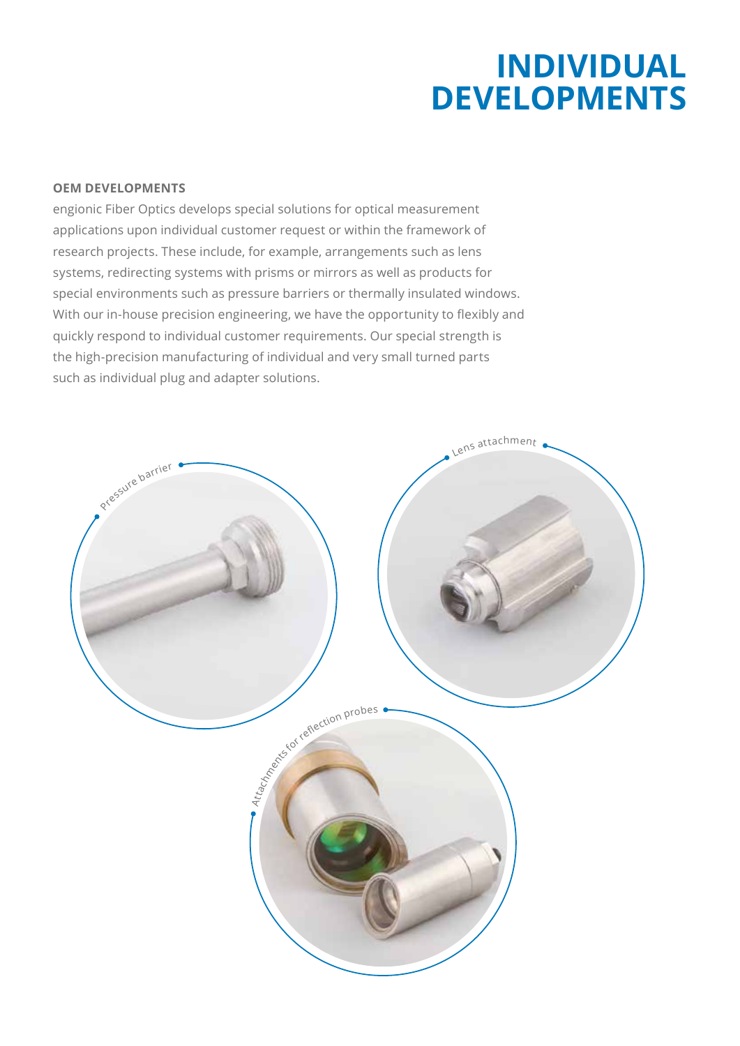# INDIVIDUAL DEVELOPMENTS

**OEM DEVELOPMENTS**

engionic Fiber Optics develops special solutions for optical measurement applications upon individual customer request or within the framework of research projects. These include, for example, arrangements such as lens systems, redirecting systems with prisms or mirrors as well as products for special environments such as pressure barriers or thermally insulated windows. With our in-house precision engineering, we have the opportunity to flexibly and quickly respond to individual customer requirements. Our special strength is the high-precision manufacturing of individual and very small turned parts such as individual plug and adapter solutions.

Pressure barrier

Lens attachment

Attachments for reflection probes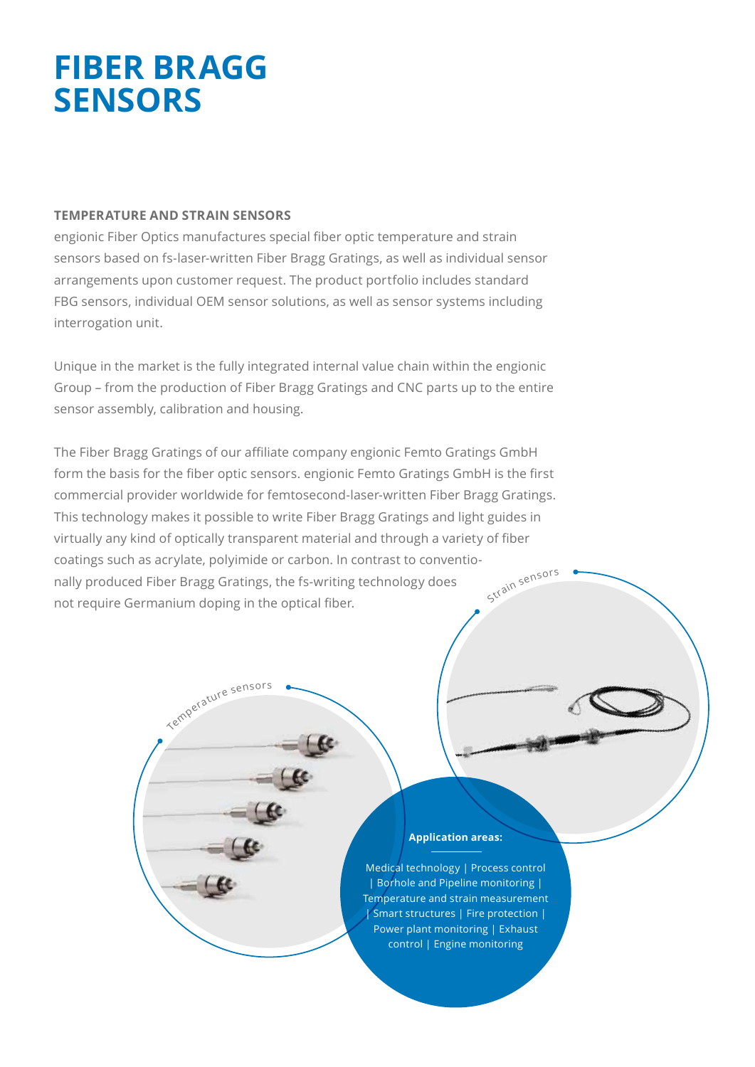# FIBER BRAGG SENSORS

### TEMPERATURE AND STRAIN SENSORS

engionic Fiber Optics manufactures special fiber optic temperature and strain sensors based on fs-laser-written Fiber Bragg Gratings, as well as individual sensor arrangements upon customer request. The product portfolio includes standard FBG sensors, individual OEM sensor solutions, as well as sensor systems including interrogation unit.

Unique in the market is the fully integrated internal value chain within the engionic Group – from the production of Fiber Bragg Gratings and CNC parts up to the entire sensor assembly, calibration and housing.

The Fiber Bragg Gratings of our affiliate company engionic Femto Gratings GmbH form the basis for the fiber optic sensors. engionic Femto Gratings GmbH is the first commercial provider worldwide for femtosecond-laser-written Fiber Bragg Gratings. This technology makes it possible to write Fiber Bragg Gratings and light guides in virtually any kind of optically transparent material and through a variety of fiber coatings such as acrylate, polyimide or carbon. In contrast to conventionally produced Fiber Bragg Gratings, the fs-writing technology does not require Germanium doping in the optical fiber.

Strain sensors

Temperature sensors

**Application areas:**

Medical technology | Process control | Borhole and Pipeline monitoring | Temperature and strain measurement | Smart structures | Fire protection | Power plant monitoring | Exhaust control | Engine monitoring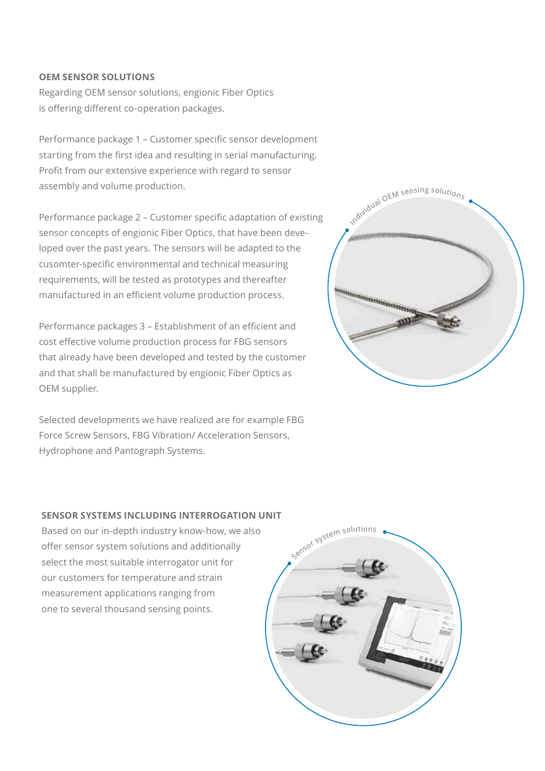## OEM SENSOR SOLUTIONS

Regarding OEM sensor solutions, engionic Fiber Optics is offering different co-operation packages.

Performance package 1 – Customer specific sensor development starting from the first idea and resulting in serial manufacturing. Profit from our extensive experience with regard to sensor assembly and volume production.

Performance package 2 – Customer specific adaptation of existing sensor concepts of engionic Fiber Optics, that have been developed over the past years. The sensors will be adapted to the cusomter-specific environmental and technical measuring requirements, will be tested as prototypes and thereafter manufactured in an efficient volume production process.

Performance packages 3 – Establishment of an efficient and cost effective volume production process for FBG sensors that already have been developed and tested by the customer and that shall be manufactured by engionic Fiber Optics as OEM supplier.

Selected developments we have realized are for example FBG Force Screw Sensors, FBG Vibration/ Acceleration Sensors, Hydrophone and Pantograph Systems.

Individual OEM sensing solutions

## SENSOR SYSTEMS INCLUDING INTERROGATION UNIT

Based on our in-depth industry know-how, we also offer sensor system solutions and additionally select the most suitable interrogator unit for our customers for temperature and strain measurement applications ranging from one to several thousand sensing points.

Sensor system solutions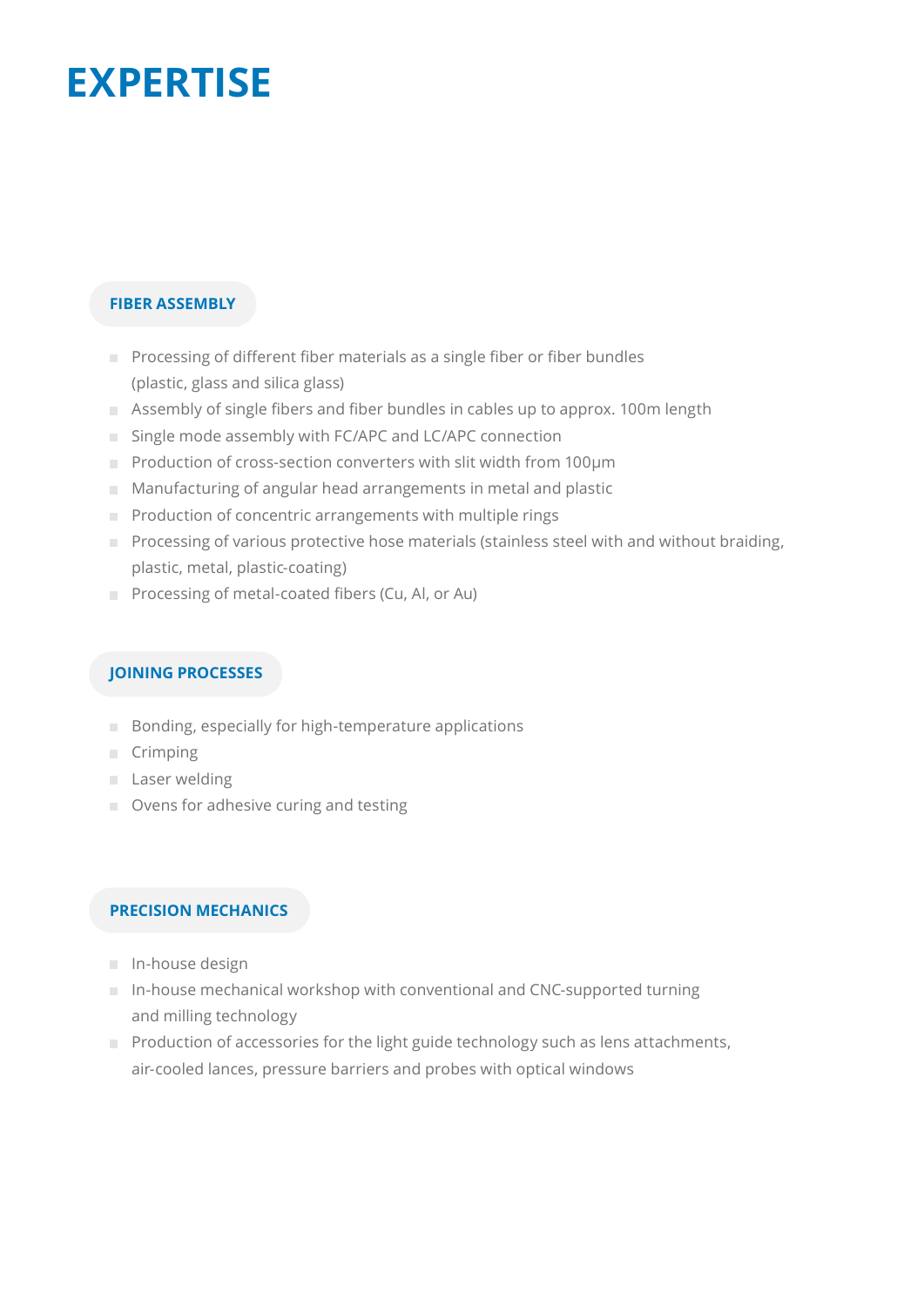# EXPERTISE

## FIBER ASSEMBLY

- Processing of different fiber materials as a single fiber or fiber bundles (plastic, glass and silica glass)
- Assembly of single fibers and fiber bundles in cables up to approx. 100m length
- Single mode assembly with FC/APC and LC/APC connection
- Production of cross-section converters with slit width from 100µm
- Manufacturing of angular head arrangements in metal and plastic
- Production of concentric arrangements with multiple rings
- Processing of various protective hose materials (stainless steel with and without braiding, plastic, metal, plastic-coating)
- Processing of metal-coated fibers (Cu, Al, or Au)

## JOINING PROCESSES

- Bonding, especially for high-temperature applications
- Crimping
- Laser welding
- Ovens for adhesive curing and testing

## PRECISION MECHANICS

- In-house design
- In-house mechanical workshop with conventional and CNC-supported turning and milling technology
- Production of accessories for the light guide technology such as lens attachments, air-cooled lances, pressure barriers and probes with optical windows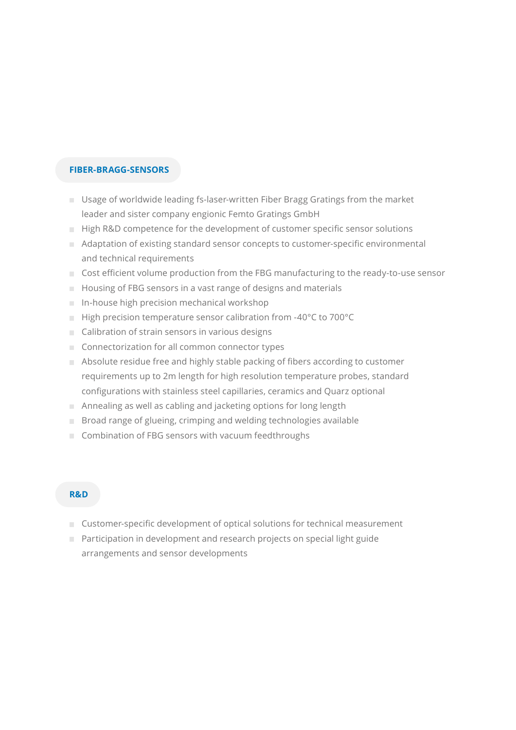## FIBER-BRAGG-SENSORS

- Usage of worldwide leading fs-laser-written Fiber Bragg Gratings from the market leader and sister company engionic Femto Gratings GmbH
- High R&D competence for the development of customer specific sensor solutions
- Adaptation of existing standard sensor concepts to customer-specific environmental and technical requirements
- Cost efficient volume production from the FBG manufacturing to the ready-to-use sensor
- Housing of FBG sensors in a vast range of designs and materials
- In-house high precision mechanical workshop
- High precision temperature sensor calibration from -40°C to 700°C
- Calibration of strain sensors in various designs
- Connectorization for all common connector types
- Absolute residue free and highly stable packing of fibers according to customer requirements up to 2m length for high resolution temperature probes, standard configurations with stainless steel capillaries, ceramics and Quarz optional
- Annealing as well as cabling and jacketing options for long length
- Broad range of glueing, crimping and welding technologies available
- Combination of FBG sensors with vacuum feedthroughs

## R&D

- Customer-specific development of optical solutions for technical measurement
- Participation in development and research projects on special light guide arrangements and sensor developments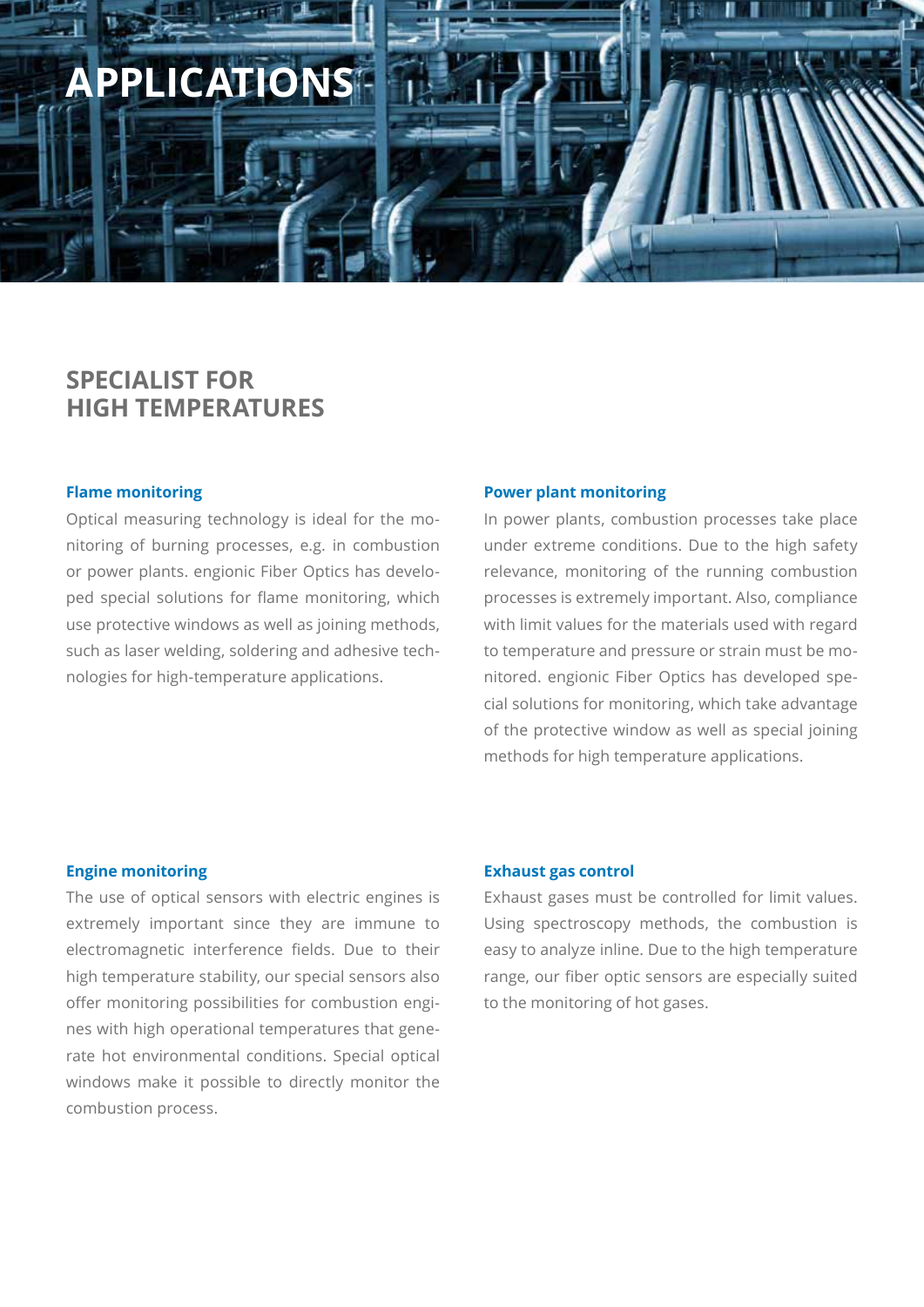# APPLICATIONS

## SPECIALIST FOR HIGH TEMPERATURES

### Flame monitoring

Optical measuring technology is ideal for the monitoring of burning processes, e.g. in combustion or power plants. engionic Fiber Optics has developed special solutions for flame monitoring, which use protective windows as well as joining methods, such as laser welding, soldering and adhesive technologies for high-temperature applications.

### Power plant monitoring

In power plants, combustion processes take place under extreme conditions. Due to the high safety relevance, monitoring of the running combustion processes is extremely important. Also, compliance with limit values for the materials used with regard to temperature and pressure or strain must be monitored. engionic Fiber Optics has developed special solutions for monitoring, which take advantage of the protective window as well as special joining methods for high temperature applications.

### Engine monitoring

The use of optical sensors with electric engines is extremely important since they are immune to electromagnetic interference fields. Due to their high temperature stability, our special sensors also offer monitoring possibilities for combustion engines with high operational temperatures that generate hot environmental conditions. Special optical windows make it possible to directly monitor the combustion process.

### Exhaust gas control

Exhaust gases must be controlled for limit values. Using spectroscopy methods, the combustion is easy to analyze inline. Due to the high temperature range, our fiber optic sensors are especially suited to the monitoring of hot gases.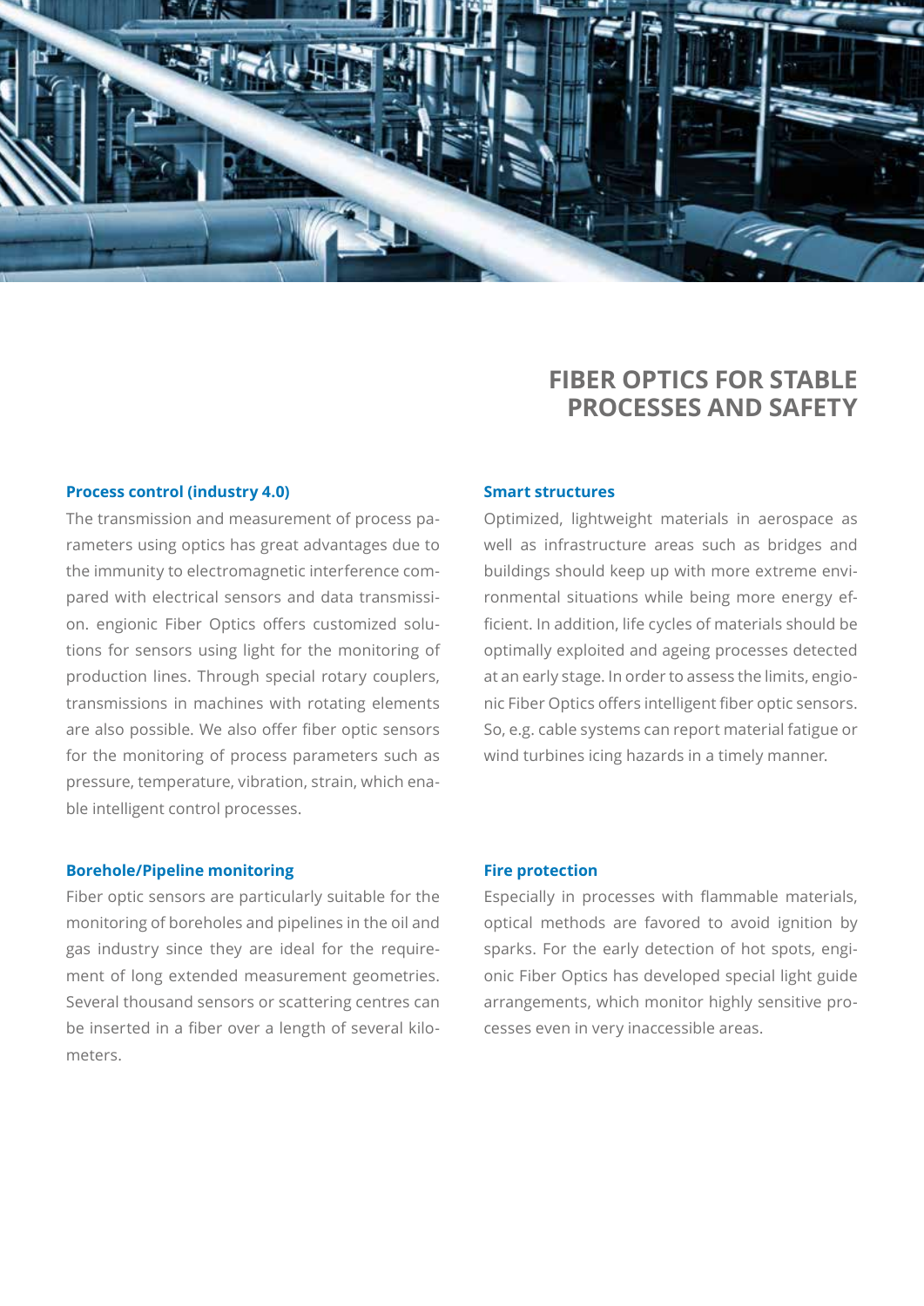# FIBER OPTICS FOR STABLE PROCESSES AND SAFETY

### Process control (industry 4.0)

The transmission and measurement of process parameters using optics has great advantages due to the immunity to electromagnetic interference compared with electrical sensors and data transmission. engionic Fiber Optics offers customized solutions for sensors using light for the monitoring of production lines. Through special rotary couplers, transmissions in machines with rotating elements are also possible. We also offer fiber optic sensors for the monitoring of process parameters such as pressure, temperature, vibration, strain, which enable intelligent control processes.

### Borehole/Pipeline monitoring

Fiber optic sensors are particularly suitable for the monitoring of boreholes and pipelines in the oil and gas industry since they are ideal for the requirement of long extended measurement geometries. Several thousand sensors or scattering centres can be inserted in a fiber over a length of several kilometers.

### Smart structures

Optimized, lightweight materials in aerospace as well as infrastructure areas such as bridges and buildings should keep up with more extreme environmental situations while being more energy efficient. In addition, life cycles of materials should be optimally exploited and ageing processes detected at an early stage. In order to assess the limits, engionic Fiber Optics offers intelligent fiber optic sensors. So, e.g. cable systems can report material fatigue or wind turbines icing hazards in a timely manner.

### Fire protection

Especially in processes with flammable materials, optical methods are favored to avoid ignition by sparks. For the early detection of hot spots, engionic Fiber Optics has developed special light guide arrangements, which monitor highly sensitive processes even in very inaccessible areas.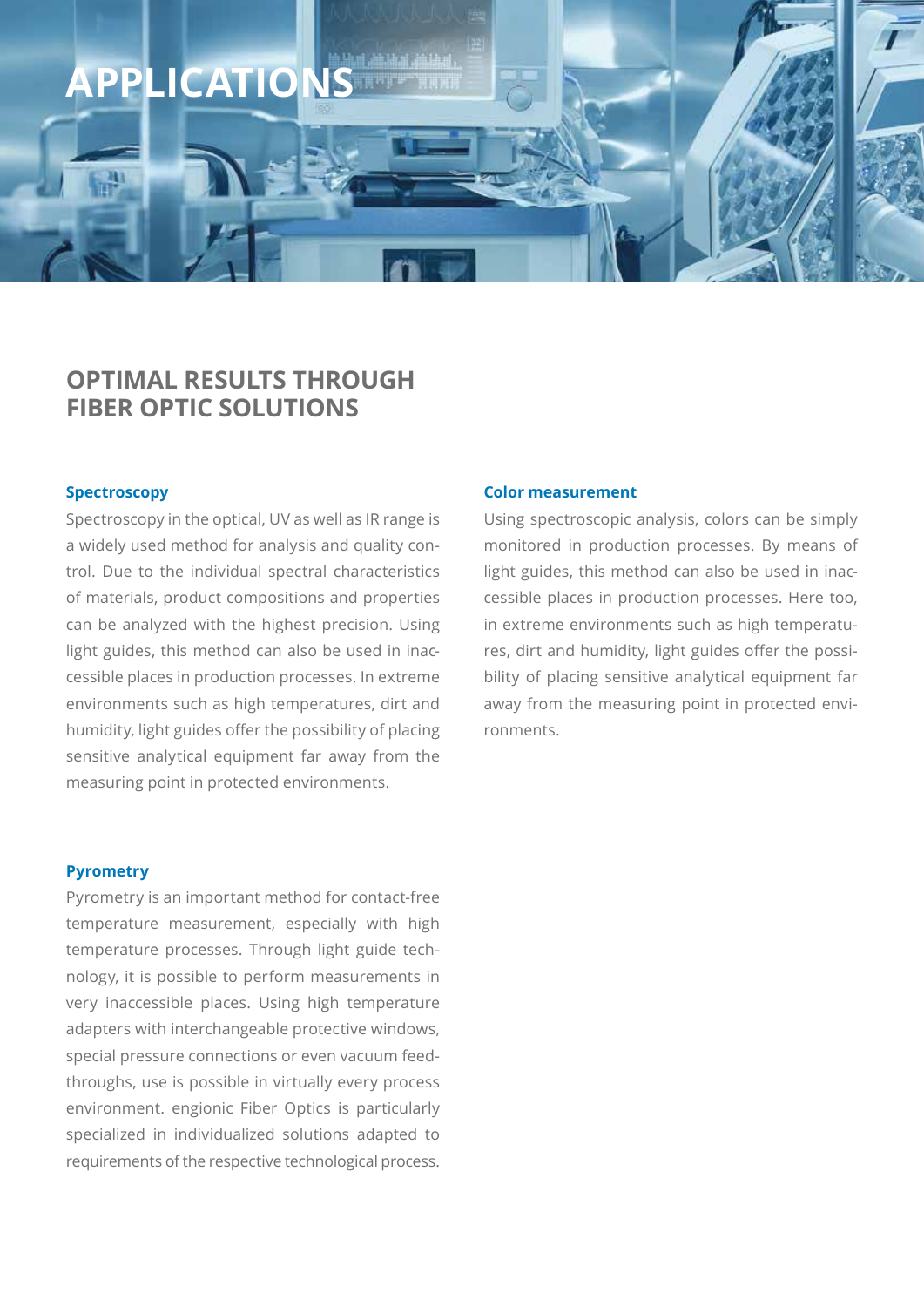# APPLICATIONS

## OPTIMAL RESULTS THROUGH FIBER OPTIC SOLUTIONS

### Spectroscopy

Spectroscopy in the optical, UV as well as IR range is a widely used method for analysis and quality control. Due to the individual spectral characteristics of materials, product compositions and properties can be analyzed with the highest precision. Using light guides, this method can also be used in inaccessible places in production processes. In extreme environments such as high temperatures, dirt and humidity, light guides offer the possibility of placing sensitive analytical equipment far away from the measuring point in protected environments.

### Pyrometry

Pyrometry is an important method for contact-free temperature measurement, especially with high temperature processes. Through light guide technology, it is possible to perform measurements in very inaccessible places. Using high temperature adapters with interchangeable protective windows, special pressure connections or even vacuum feedthroughs, use is possible in virtually every process environment. engionic Fiber Optics is particularly specialized in individualized solutions adapted to requirements of the respective technological process.

### Color measurement

Using spectroscopic analysis, colors can be simply monitored in production processes. By means of light guides, this method can also be used in inaccessible places in production processes. Here too, in extreme environments such as high temperatures, dirt and humidity, light guides offer the possibility of placing sensitive analytical equipment far away from the measuring point in protected environments.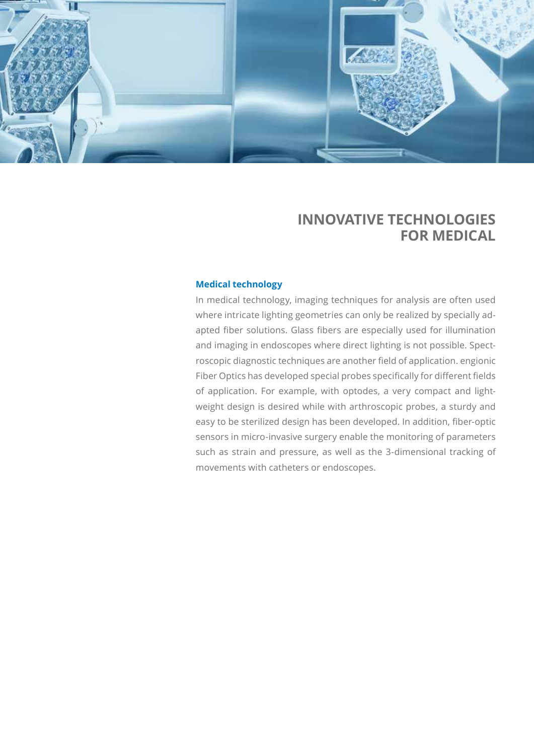# INNOVATIVE TECHNOLOGIES FOR MEDICAL

### Medical technology

In medical technology, imaging techniques for analysis are often used where intricate lighting geometries can only be realized by specially adapted fiber solutions. Glass fibers are especially used for illumination and imaging in endoscopes where direct lighting is not possible. Spectroscopic diagnostic techniques are another field of application. engionic Fiber Optics has developed special probes specifically for different fields of application. For example, with optodes, a very compact and lightweight design is desired while with arthroscopic probes, a sturdy and easy to be sterilized design has been developed. In addition, fiber-optic sensors in micro-invasive surgery enable the monitoring of parameters such as strain and pressure, as well as the 3-dimensional tracking of movements with catheters or endoscopes.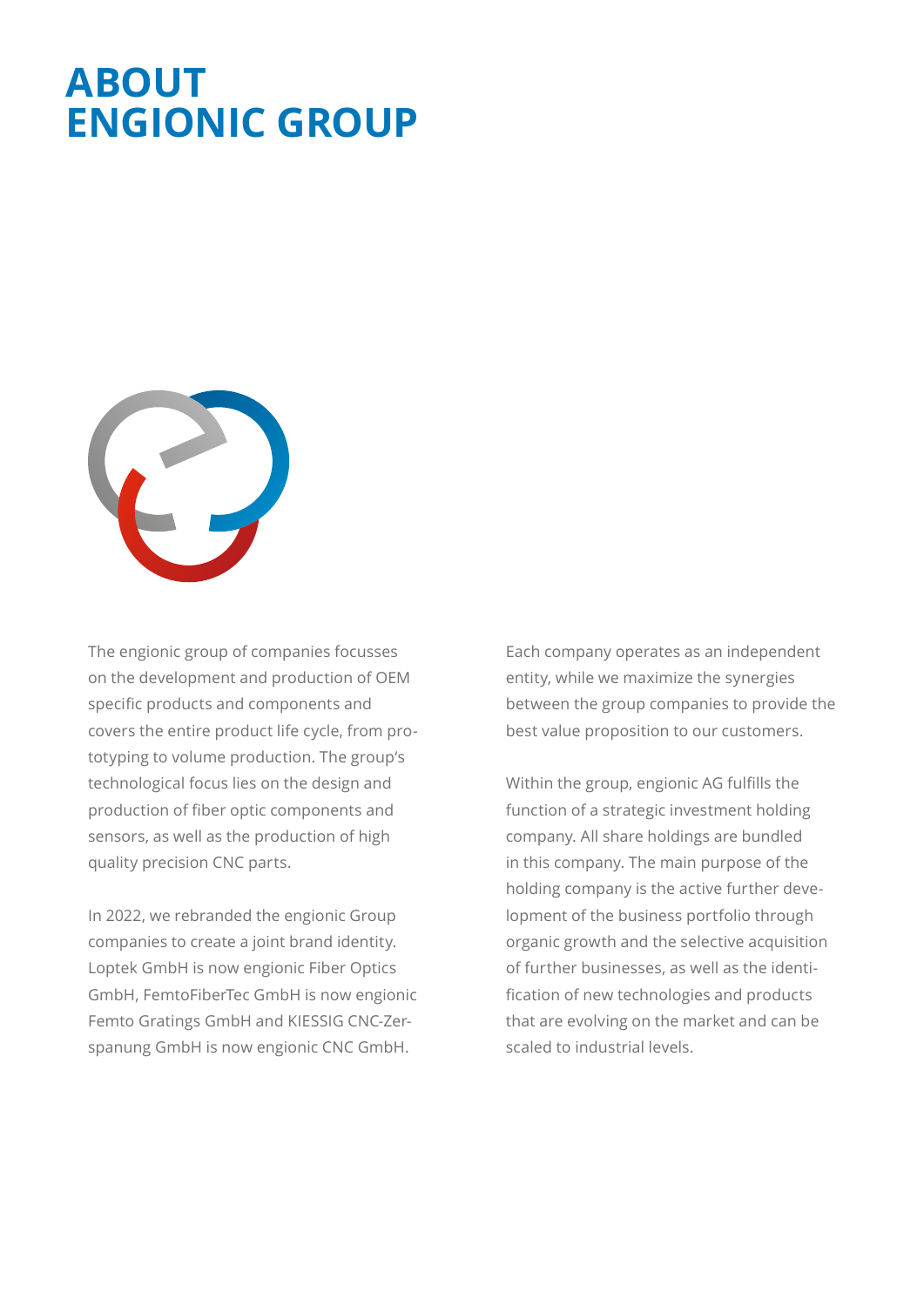# ABOUT ENGIONIC GROUP

The engionic group of companies focusses on the development and production of OEM specific products and components and covers the entire product life cycle, from prototyping to volume production. The group's technological focus lies on the design and production of fiber optic components and sensors, as well as the production of high quality precision CNC parts.

In 2022, we rebranded the engionic Group companies to create a joint brand identity. Loptek GmbH is now engionic Fiber Optics GmbH, FemtoFiberTec GmbH is now engionic Femto Gratings GmbH and KIESSIG CNC-Zerspanung GmbH is now engionic CNC GmbH.

Each company operates as an independent entity, while we maximize the synergies between the group companies to provide the best value proposition to our customers.

Within the group, engionic AG fulfills the function of a strategic investment holding company. All share holdings are bundled in this company. The main purpose of the holding company is the active further development of the business portfolio through organic growth and the selective acquisition of further businesses, as well as the identification of new technologies and products that are evolving on the market and can be scaled to industrial levels.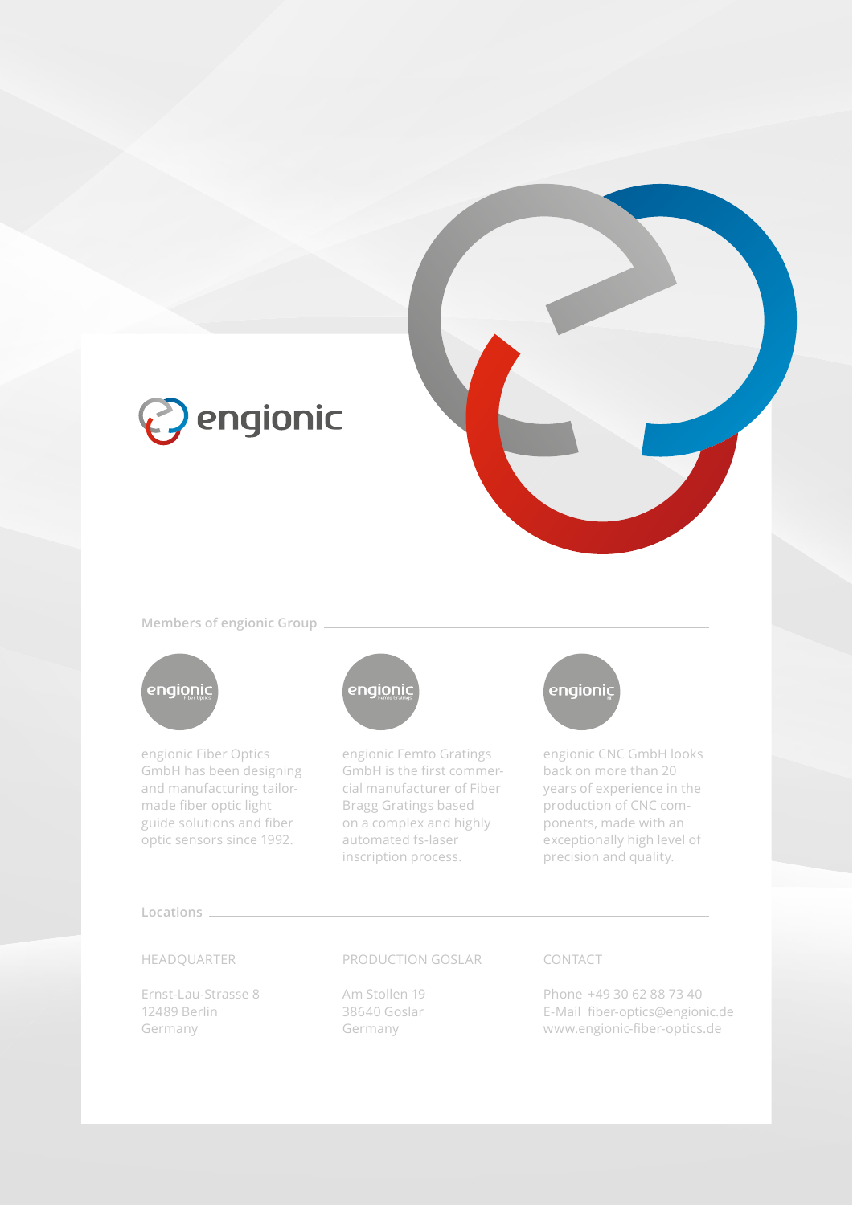engionic

## Members of engionic Group

engionic Fiber Optics GmbH has been designing and manufacturing tailor-made fiber optic light guide solutions and fiber optic sensors since 1992.

engionic Femto Gratings GmbH is the first commercial manufacturer of Fiber Bragg Gratings based on a complex and highly automated fs-laser inscription process.

engionic CNC GmbH looks back on more than 20 years of experience in the production of CNC components, made with an exceptionally high level of precision and quality.

## Locations

HEADQUARTER

Ernst-Lau-Strasse 8
12489 Berlin
Germany

PRODUCTION GOSLAR

Am Stollen 19
38640 Goslar
Germany

CONTACT

Phone +49 30 62 88 73 40
E-Mail fiber-optics@engionic.de
www.engionic-fiber-optics.de